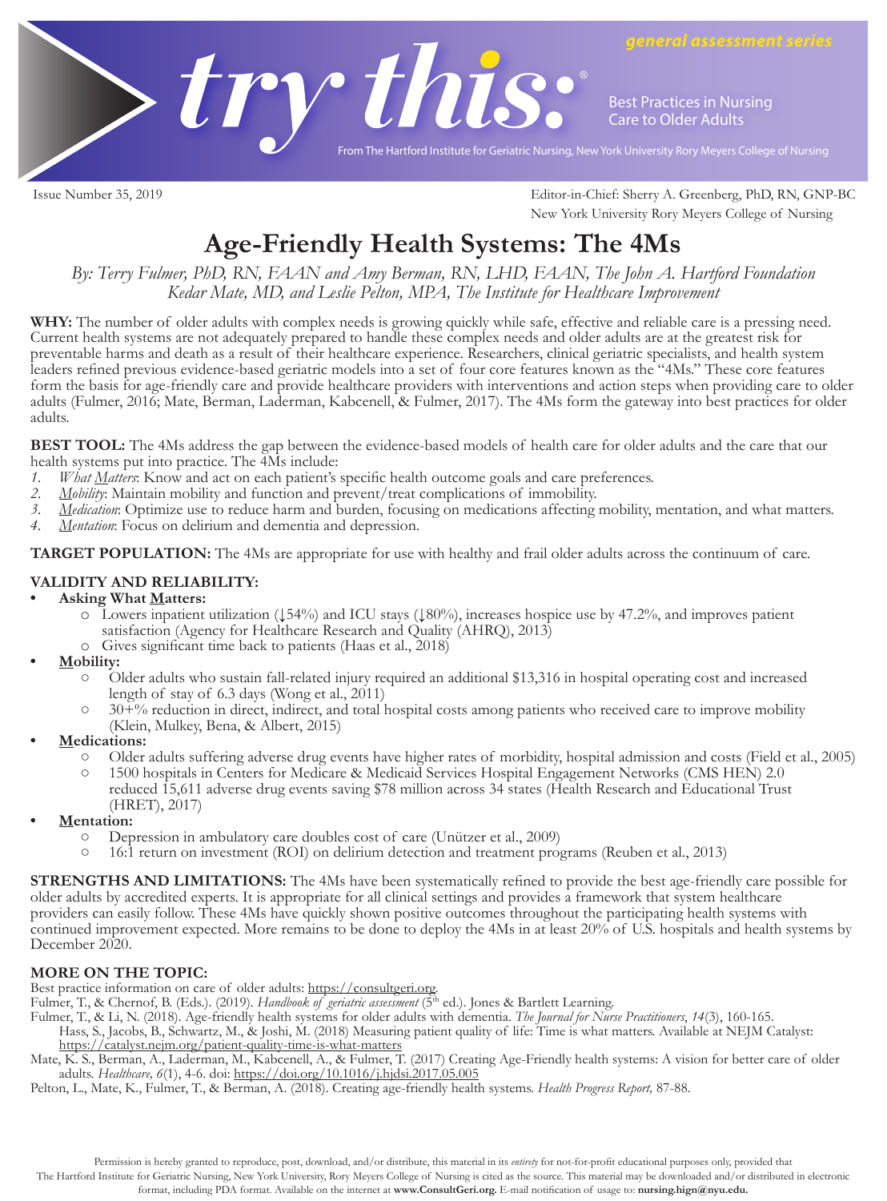general assessment series

# try this:®

Best Practices in Nursing Care to Older Adults

From The Hartford Institute for Geriatric Nursing, New York University Rory Meyers College of Nursing

Issue Number 35, 2019

Editor-in-Chief: Sherry A. Greenberg, PhD, RN, GNP-BC
New York University Rory Meyers College of Nursing

## Age-Friendly Health Systems: The 4Ms

*By: Terry Fulmer, PhD, RN, FAAN and Amy Berman, RN, LHD, FAAN, The John A. Hartford Foundation*
*Kedar Mate, MD, and Leslie Pelton, MPA, The Institute for Healthcare Improvement*

**WHY:** The number of older adults with complex needs is growing quickly while safe, effective and reliable care is a pressing need. Current health systems are not adequately prepared to handle these complex needs and older adults are at the greatest risk for preventable harms and death as a result of their healthcare experience. Researchers, clinical geriatric specialists, and health system leaders refined previous evidence-based geriatric models into a set of four core features known as the "4Ms." These core features form the basis for age-friendly care and provide healthcare providers with interventions and action steps when providing care to older adults (Fulmer, 2016; Mate, Berman, Laderman, Kabcenell, & Fulmer, 2017). The 4Ms form the gateway into best practices for older adults.

**BEST TOOL:** The 4Ms address the gap between the evidence-based models of health care for older adults and the care that our health systems put into practice. The 4Ms include:

1. *What Matters*: Know and act on each patient's specific health outcome goals and care preferences.
2. *Mobility*: Maintain mobility and function and prevent/treat complications of immobility.
3. *Medication*: Optimize use to reduce harm and burden, focusing on medications affecting mobility, mentation, and what matters.
4. *Mentation*: Focus on delirium and dementia and depression.

**TARGET POPULATION:** The 4Ms are appropriate for use with healthy and frail older adults across the continuum of care.

**VALIDITY AND RELIABILITY:**

- **Asking What Matters:**
  - Lowers inpatient utilization (↓54%) and ICU stays (↓80%), increases hospice use by 47.2%, and improves patient satisfaction (Agency for Healthcare Research and Quality (AHRQ), 2013)
  - Gives significant time back to patients (Haas et al., 2018)
- **Mobility:**
  - Older adults who sustain fall-related injury required an additional $13,316 in hospital operating cost and increased length of stay of 6.3 days (Wong et al., 2011)
  - 30+% reduction in direct, indirect, and total hospital costs among patients who received care to improve mobility (Klein, Mulkey, Bena, & Albert, 2015)
- **Medications:**
  - Older adults suffering adverse drug events have higher rates of morbidity, hospital admission and costs (Field et al., 2005)
  - 1500 hospitals in Centers for Medicare & Medicaid Services Hospital Engagement Networks (CMS HEN) 2.0 reduced 15,611 adverse drug events saving $78 million across 34 states (Health Research and Educational Trust (HRET), 2017)
- **Mentation:**
  - Depression in ambulatory care doubles cost of care (Unützer et al., 2009)
  - 16:1 return on investment (ROI) on delirium detection and treatment programs (Reuben et al., 2013)

**STRENGTHS AND LIMITATIONS:** The 4Ms have been systematically refined to provide the best age-friendly care possible for older adults by accredited experts. It is appropriate for all clinical settings and provides a framework that system healthcare providers can easily follow. These 4Ms have quickly shown positive outcomes throughout the participating health systems with continued improvement expected. More remains to be done to deploy the 4Ms in at least 20% of U.S. hospitals and health systems by December 2020.

**MORE ON THE TOPIC:**

Best practice information on care of older adults: https://consultgeri.org.

Fulmer, T., & Chernof, B. (Eds.). (2019). *Handbook of geriatric assessment* (5th ed.). Jones & Bartlett Learning.

Fulmer, T., & Li, N. (2018). Age-friendly health systems for older adults with dementia. *The Journal for Nurse Practitioners*, *14*(3), 160-165.

Hass, S., Jacobs, B., Schwartz, M., & Joshi, M. (2018) Measuring patient quality of life: Time is what matters. Available at NEJM Catalyst: https://catalyst.nejm.org/patient-quality-time-is-what-matters

Mate, K. S., Berman, A., Laderman, M., Kabcenell, A., & Fulmer, T. (2017) Creating Age-Friendly health systems: A vision for better care of older adults. *Healthcare, 6*(1), 4-6. doi: https://doi.org/10.1016/j.hjdsi.2017.05.005

Pelton, L., Mate, K., Fulmer, T., & Berman, A. (2018). Creating age-friendly health systems. *Health Progress Report,* 87-88.

Permission is hereby granted to reproduce, post, download, and/or distribute, this material in its *entirety* for not-for-profit educational purposes only, provided that The Hartford Institute for Geriatric Nursing, New York University, Rory Meyers College of Nursing is cited as the source. This material may be downloaded and/or distributed in electronic format, including PDA format. Available on the internet at **www.ConsultGeri.org.** E-mail notification of usage to: **nursing.hign@nyu.edu.**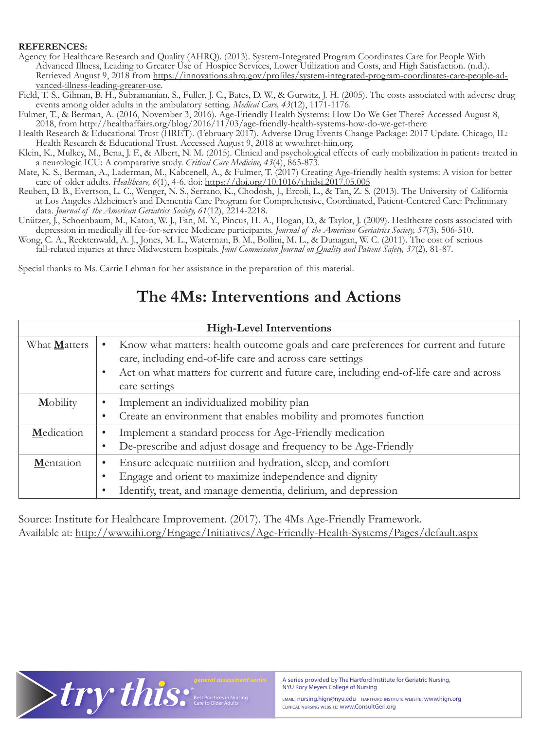**REFERENCES:**

Agency for Healthcare Research and Quality (AHRQ). (2013). System-Integrated Program Coordinates Care for People With Advanced Illness, Leading to Greater Use of Hospice Services, Lower Utilization and Costs, and High Satisfaction. (n.d.). Retrieved August 9, 2018 from https://innovations.ahrq.gov/profiles/system-integrated-program-coordinates-care-people-advanced-illness-leading-greater-use.

Field, T. S., Gilman, B. H., Subramanian, S., Fuller, J. C., Bates, D. W., & Gurwitz, J. H. (2005). The costs associated with adverse drug events among older adults in the ambulatory setting. *Medical Care, 43*(12), 1171-1176.

Fulmer, T., & Berman, A. (2016, November 3, 2016). Age-Friendly Health Systems: How Do We Get There? Accessed August 8, 2018, from http://healthaffairs.org/blog/2016/11/03/age-friendly-health-systems-how-do-we-get-there

Health Research & Educational Trust (HRET). (February 2017). Adverse Drug Events Change Package: 2017 Update. Chicago, IL: Health Research & Educational Trust. Accessed August 9, 2018 at www.hret-hiin.org.

Klein, K., Mulkey, M., Bena, J. F., & Albert, N. M. (2015). Clinical and psychological effects of early mobilization in patients treated in a neurologic ICU: A comparative study. *Critical Care Medicine, 43*(4), 865-873.

Mate, K. S., Berman, A., Laderman, M., Kabcenell, A., & Fulmer, T. (2017) Creating Age-friendly health systems: A vision for better care of older adults. *Healthcare, 6*(1), 4-6. doi: https://doi.org/10.1016/j.hjdsi.2017.05.005

Reuben, D. B., Evertson, L. C., Wenger, N. S., Serrano, K., Chodosh, J., Ercoli, L., & Tan, Z. S. (2013). The University of California at Los Angeles Alzheimer's and Dementia Care Program for Comprehensive, Coordinated, Patient-Centered Care: Preliminary data. *Journal of the American Geriatrics Society, 61*(12), 2214-2218.

Unützer, J., Schoenbaum, M., Katon, W. J., Fan, M. Y., Pincus, H. A., Hogan, D., & Taylor, J. (2009). Healthcare costs associated with depression in medically ill fee-for-service Medicare participants. *Journal of the American Geriatrics Society, 57*(3), 506-510.

Wong, C. A., Recktenwald, A. J., Jones, M. L., Waterman, B. M., Bollini, M. L., & Dunagan, W. C. (2011). The cost of serious fall-related injuries at three Midwestern hospitals. *Joint Commission Journal on Quality and Patient Safety, 37*(2), 81-87.

Special thanks to Ms. Carrie Lehman for her assistance in the preparation of this material.

# The 4Ms: Interventions and Actions

| High-Level Interventions | |
|---|---|
| What **M**atters | • Know what matters: health outcome goals and care preferences for current and future care, including end-of-life care and across care settings<br>• Act on what matters for current and future care, including end-of-life care and across care settings |
| **M**obility | • Implement an individualized mobility plan<br>• Create an environment that enables mobility and promotes function |
| **M**edication | • Implement a standard process for Age-Friendly medication<br>• De-prescribe and adjust dosage and frequency to be Age-Friendly |
| **M**entation | • Ensure adequate nutrition and hydration, sleep, and comfort<br>• Engage and orient to maximize independence and dignity<br>• Identify, treat, and manage dementia, delirium, and depression |

Source: Institute for Healthcare Improvement. (2017). The 4Ms Age-Friendly Framework.
Available at: http://www.ihi.org/Engage/Initiatives/Age-Friendly-Health-Systems/Pages/default.aspx

try this:® general assessment series — Best Practices in Nursing Care to Older Adults

A series provided by The Hartford Institute for Geriatric Nursing, NYU Rory Meyers College of Nursing

EMAIL: nursing.hign@nyu.edu HARTFORD INSTITUTE WEBSITE: www.hign.org
CLINICAL NURSING WEBSITE: www.ConsultGeri.org